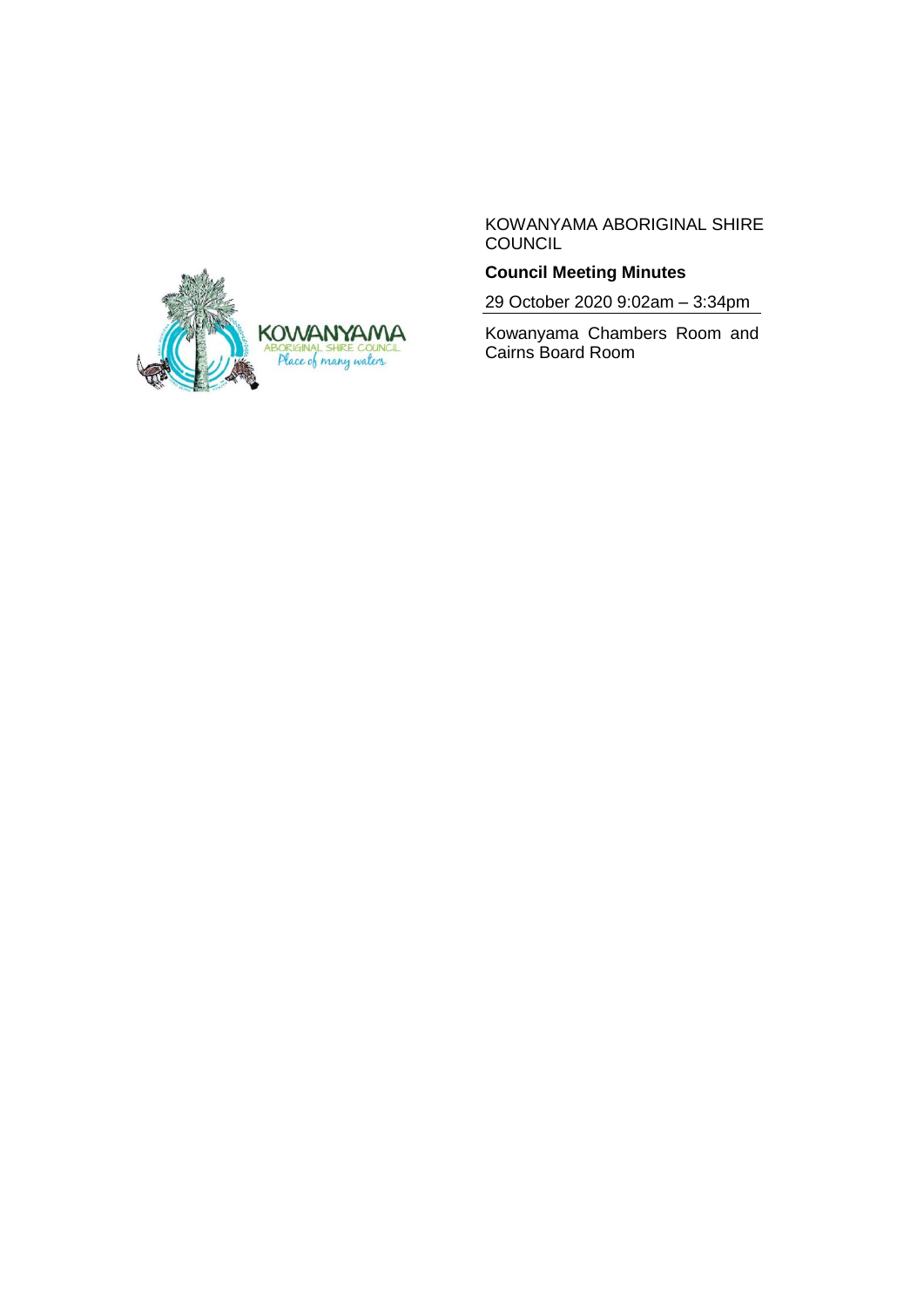KOWANYAMA ABORIGINAL SHIRE COUNCIL

**Council Meeting Minutes**

29 October 2020 9:02am – 3:34pm

Kowanyama Chambers Room and Cairns Board Room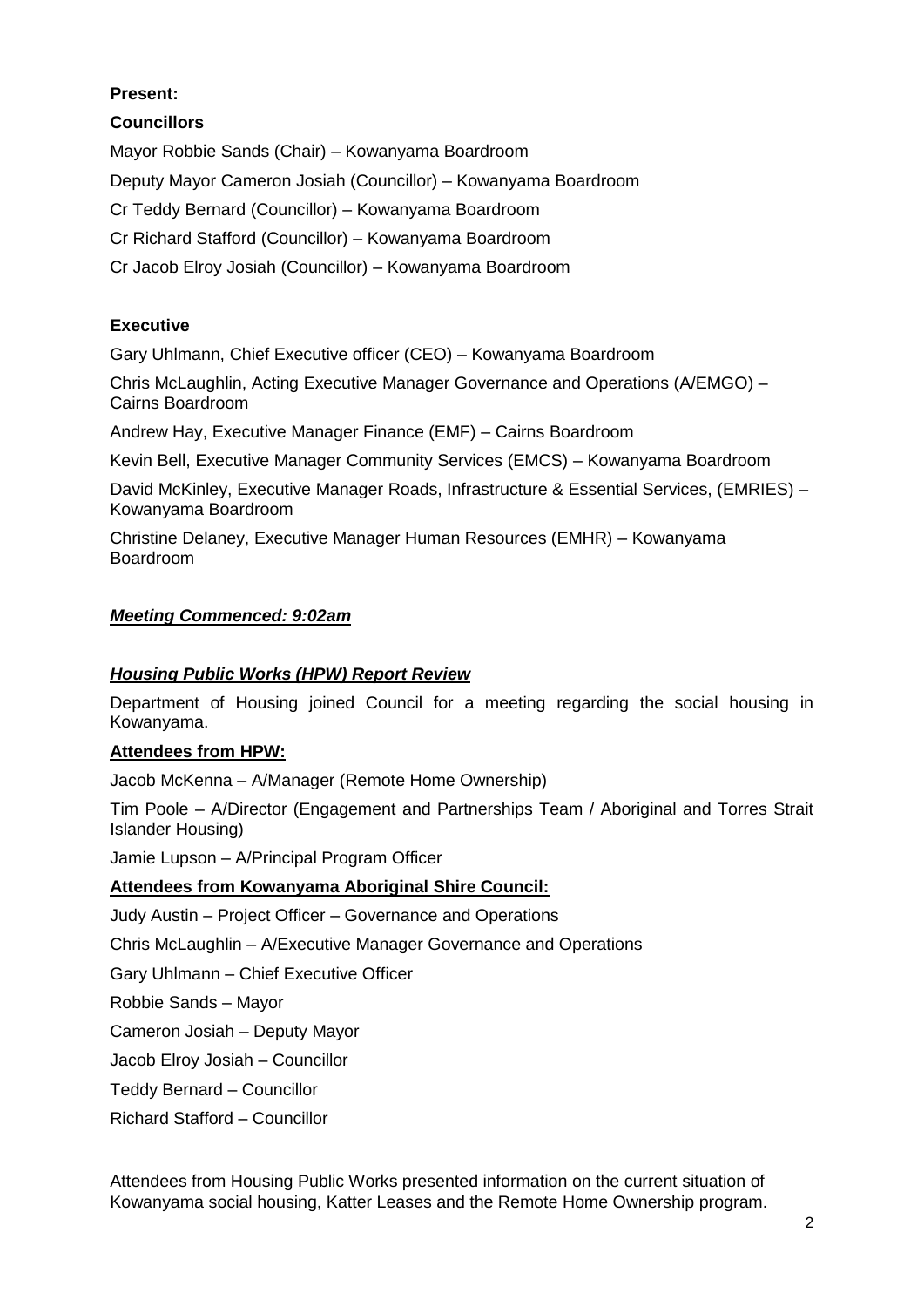**Present:**

**Councillors**

Mayor Robbie Sands (Chair) – Kowanyama Boardroom

Deputy Mayor Cameron Josiah (Councillor) – Kowanyama Boardroom

Cr Teddy Bernard (Councillor) – Kowanyama Boardroom

Cr Richard Stafford (Councillor) – Kowanyama Boardroom

Cr Jacob Elroy Josiah (Councillor) – Kowanyama Boardroom

**Executive**

Gary Uhlmann, Chief Executive officer (CEO) – Kowanyama Boardroom

Chris McLaughlin, Acting Executive Manager Governance and Operations (A/EMGO) – Cairns Boardroom

Andrew Hay, Executive Manager Finance (EMF) – Cairns Boardroom

Kevin Bell, Executive Manager Community Services (EMCS) – Kowanyama Boardroom

David McKinley, Executive Manager Roads, Infrastructure & Essential Services, (EMRIES) – Kowanyama Boardroom

Christine Delaney, Executive Manager Human Resources (EMHR) – Kowanyama Boardroom

***Meeting Commenced: 9:02am***

***Housing Public Works (HPW) Report Review***

Department of Housing joined Council for a meeting regarding the social housing in Kowanyama.

**Attendees from HPW:**

Jacob McKenna – A/Manager (Remote Home Ownership)

Tim Poole – A/Director (Engagement and Partnerships Team / Aboriginal and Torres Strait Islander Housing)

Jamie Lupson – A/Principal Program Officer

**Attendees from Kowanyama Aboriginal Shire Council:**

Judy Austin – Project Officer – Governance and Operations

Chris McLaughlin – A/Executive Manager Governance and Operations

Gary Uhlmann – Chief Executive Officer

Robbie Sands – Mayor

Cameron Josiah – Deputy Mayor

Jacob Elroy Josiah – Councillor

Teddy Bernard – Councillor

Richard Stafford – Councillor

Attendees from Housing Public Works presented information on the current situation of Kowanyama social housing, Katter Leases and the Remote Home Ownership program.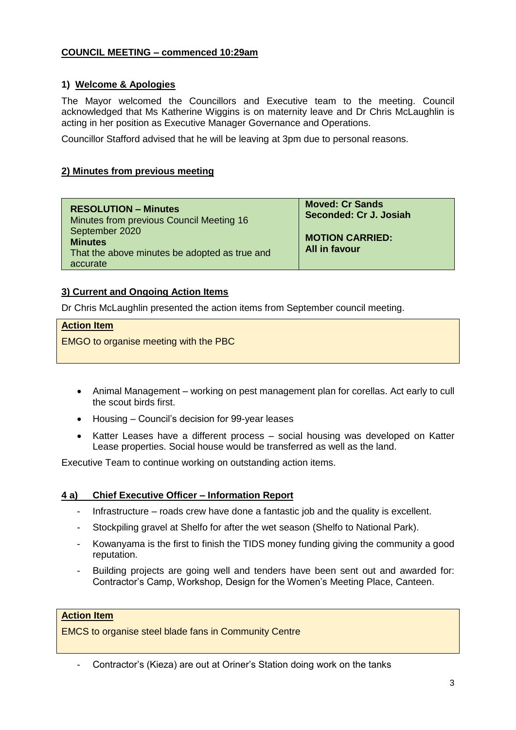**COUNCIL MEETING – commenced 10:29am**

**1) Welcome & Apologies**

The Mayor welcomed the Councillors and Executive team to the meeting. Council acknowledged that Ms Katherine Wiggins is on maternity leave and Dr Chris McLaughlin is acting in her position as Executive Manager Governance and Operations.

Councillor Stafford advised that he will be leaving at 3pm due to personal reasons.

**2) Minutes from previous meeting**

| **RESOLUTION – Minutes**<br>Minutes from previous Council Meeting 16 September 2020<br>**Minutes**<br>That the above minutes be adopted as true and accurate | **Moved: Cr Sands**<br>**Seconded: Cr J. Josiah**<br><br>**MOTION CARRIED:**<br>**All in favour** |
|---|---|

**3) Current and Ongoing Action Items**

Dr Chris McLaughlin presented the action items from September council meeting.

| **Action Item** |
|---|
| EMGO to organise meeting with the PBC |

- Animal Management – working on pest management plan for corellas. Act early to cull the scout birds first.
- Housing – Council's decision for 99-year leases
- Katter Leases have a different process – social housing was developed on Katter Lease properties. Social house would be transferred as well as the land.

Executive Team to continue working on outstanding action items.

**4 a) Chief Executive Officer – Information Report**

- Infrastructure – roads crew have done a fantastic job and the quality is excellent.
- Stockpiling gravel at Shelfo for after the wet season (Shelfo to National Park).
- Kowanyama is the first to finish the TIDS money funding giving the community a good reputation.
- Building projects are going well and tenders have been sent out and awarded for: Contractor's Camp, Workshop, Design for the Women's Meeting Place, Canteen.

| **Action Item** |
|---|
| EMCS to organise steel blade fans in Community Centre |

- Contractor's (Kieza) are out at Oriner's Station doing work on the tanks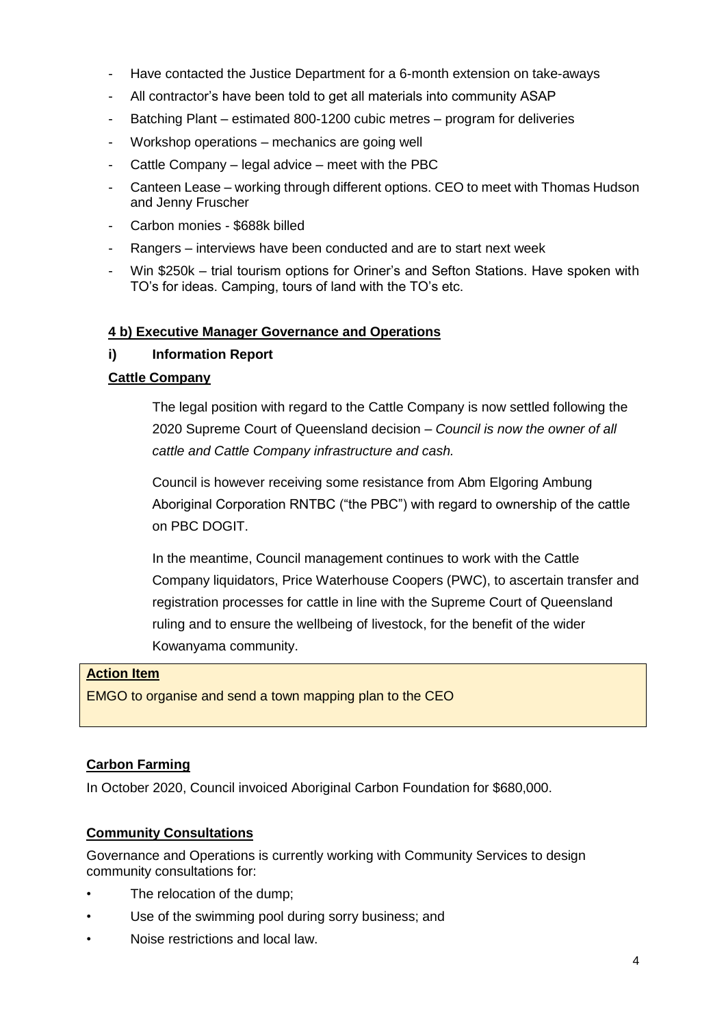- Have contacted the Justice Department for a 6-month extension on take-aways
- All contractor's have been told to get all materials into community ASAP
- Batching Plant – estimated 800-1200 cubic metres – program for deliveries
- Workshop operations – mechanics are going well
- Cattle Company – legal advice – meet with the PBC
- Canteen Lease – working through different options. CEO to meet with Thomas Hudson and Jenny Fruscher
- Carbon monies - $688k billed
- Rangers – interviews have been conducted and are to start next week
- Win $250k – trial tourism options for Oriner's and Sefton Stations. Have spoken with TO's for ideas. Camping, tours of land with the TO's etc.

**4 b) Executive Manager Governance and Operations**

**i) Information Report**

**Cattle Company**

The legal position with regard to the Cattle Company is now settled following the 2020 Supreme Court of Queensland decision – *Council is now the owner of all cattle and Cattle Company infrastructure and cash.*

Council is however receiving some resistance from Abm Elgoring Ambung Aboriginal Corporation RNTBC ("the PBC") with regard to ownership of the cattle on PBC DOGIT.

In the meantime, Council management continues to work with the Cattle Company liquidators, Price Waterhouse Coopers (PWC), to ascertain transfer and registration processes for cattle in line with the Supreme Court of Queensland ruling and to ensure the wellbeing of livestock, for the benefit of the wider Kowanyama community.

**Action Item**

EMGO to organise and send a town mapping plan to the CEO

**Carbon Farming**

In October 2020, Council invoiced Aboriginal Carbon Foundation for $680,000.

**Community Consultations**

Governance and Operations is currently working with Community Services to design community consultations for:

- The relocation of the dump;
- Use of the swimming pool during sorry business; and
- Noise restrictions and local law.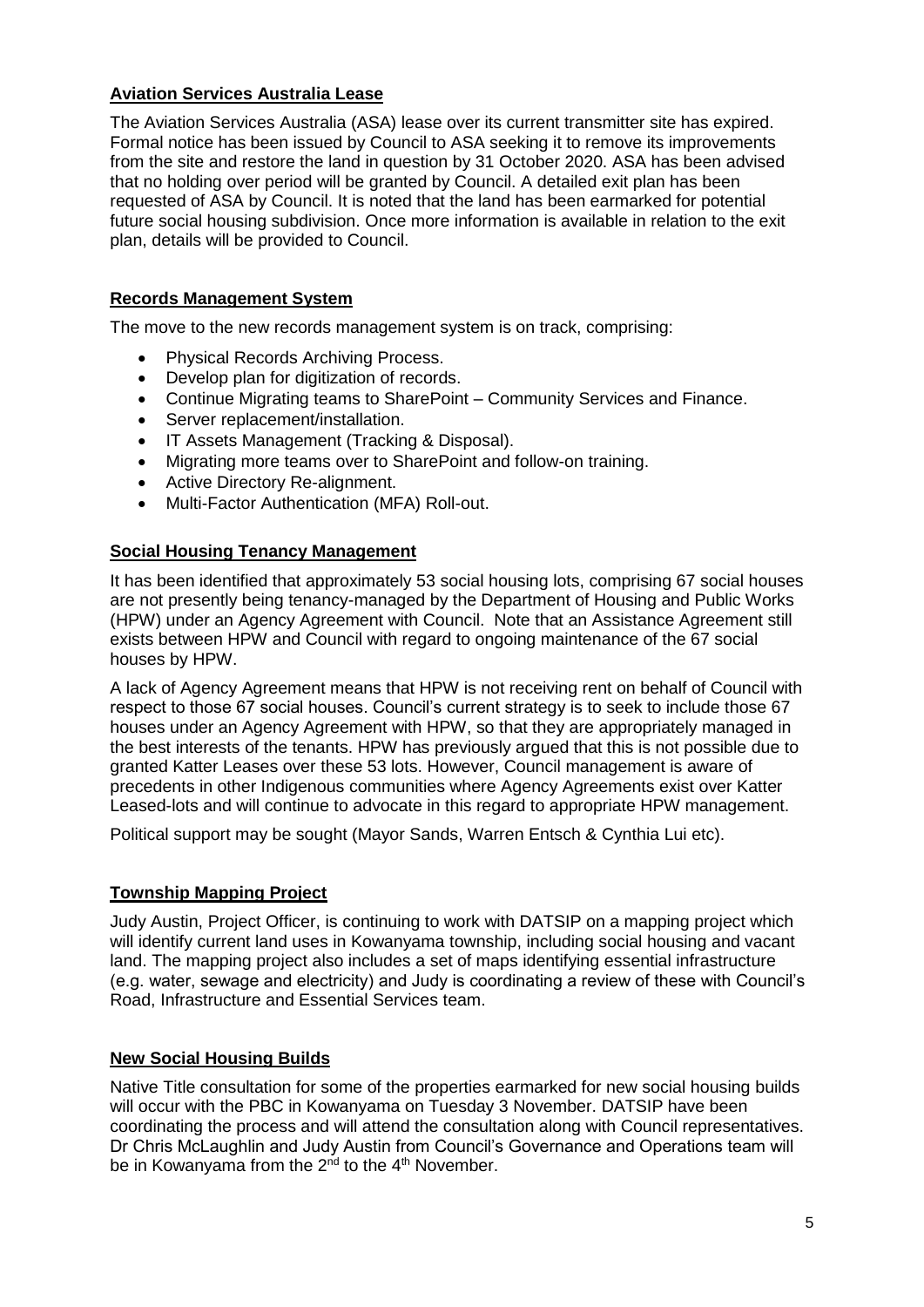## Aviation Services Australia Lease

The Aviation Services Australia (ASA) lease over its current transmitter site has expired. Formal notice has been issued by Council to ASA seeking it to remove its improvements from the site and restore the land in question by 31 October 2020. ASA has been advised that no holding over period will be granted by Council. A detailed exit plan has been requested of ASA by Council. It is noted that the land has been earmarked for potential future social housing subdivision. Once more information is available in relation to the exit plan, details will be provided to Council.

## Records Management System

The move to the new records management system is on track, comprising:

- Physical Records Archiving Process.
- Develop plan for digitization of records.
- Continue Migrating teams to SharePoint – Community Services and Finance.
- Server replacement/installation.
- IT Assets Management (Tracking & Disposal).
- Migrating more teams over to SharePoint and follow-on training.
- Active Directory Re-alignment.
- Multi-Factor Authentication (MFA) Roll-out.

## Social Housing Tenancy Management

It has been identified that approximately 53 social housing lots, comprising 67 social houses are not presently being tenancy-managed by the Department of Housing and Public Works (HPW) under an Agency Agreement with Council. Note that an Assistance Agreement still exists between HPW and Council with regard to ongoing maintenance of the 67 social houses by HPW.

A lack of Agency Agreement means that HPW is not receiving rent on behalf of Council with respect to those 67 social houses. Council's current strategy is to seek to include those 67 houses under an Agency Agreement with HPW, so that they are appropriately managed in the best interests of the tenants. HPW has previously argued that this is not possible due to granted Katter Leases over these 53 lots. However, Council management is aware of precedents in other Indigenous communities where Agency Agreements exist over Katter Leased-lots and will continue to advocate in this regard to appropriate HPW management.

Political support may be sought (Mayor Sands, Warren Entsch & Cynthia Lui etc).

## Township Mapping Project

Judy Austin, Project Officer, is continuing to work with DATSIP on a mapping project which will identify current land uses in Kowanyama township, including social housing and vacant land. The mapping project also includes a set of maps identifying essential infrastructure (e.g. water, sewage and electricity) and Judy is coordinating a review of these with Council's Road, Infrastructure and Essential Services team.

## New Social Housing Builds

Native Title consultation for some of the properties earmarked for new social housing builds will occur with the PBC in Kowanyama on Tuesday 3 November. DATSIP have been coordinating the process and will attend the consultation along with Council representatives. Dr Chris McLaughlin and Judy Austin from Council's Governance and Operations team will be in Kowanyama from the 2nd to the 4th November.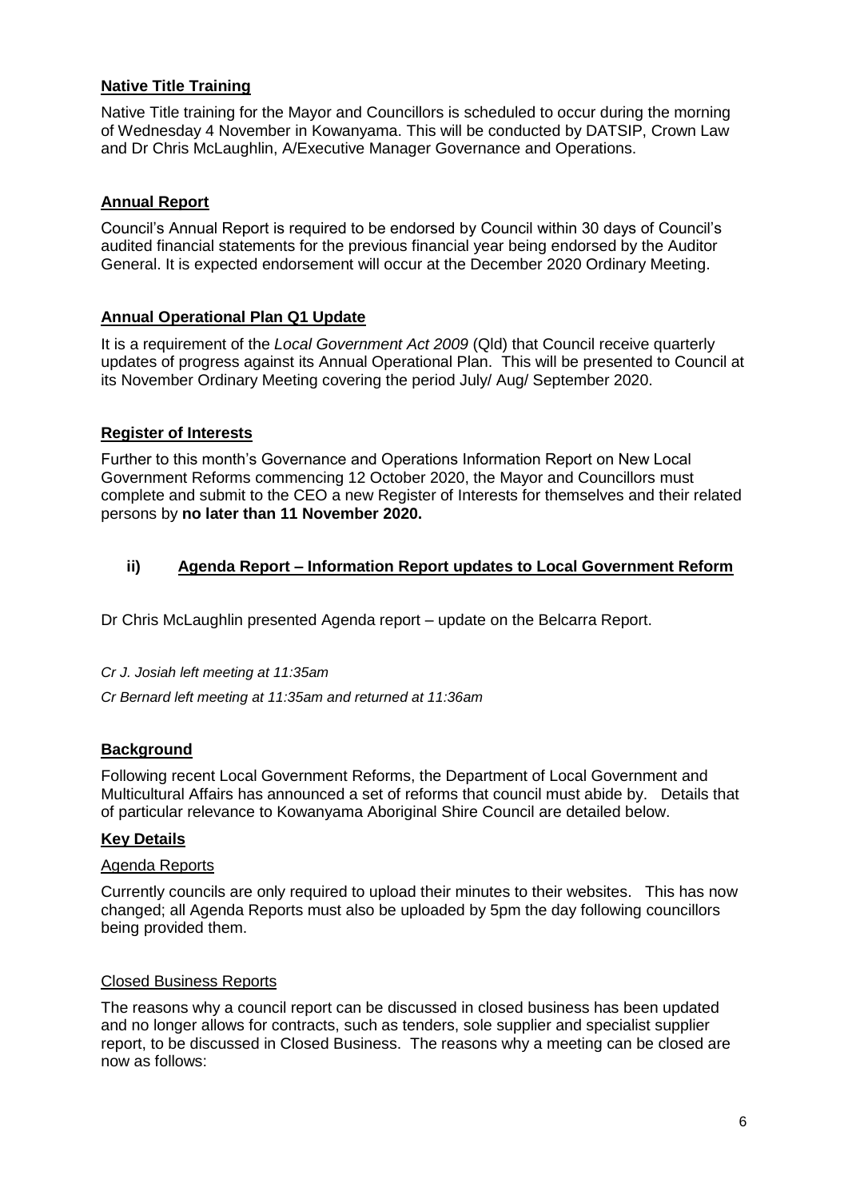**Native Title Training**

Native Title training for the Mayor and Councillors is scheduled to occur during the morning of Wednesday 4 November in Kowanyama. This will be conducted by DATSIP, Crown Law and Dr Chris McLaughlin, A/Executive Manager Governance and Operations.

**Annual Report**

Council's Annual Report is required to be endorsed by Council within 30 days of Council's audited financial statements for the previous financial year being endorsed by the Auditor General. It is expected endorsement will occur at the December 2020 Ordinary Meeting.

**Annual Operational Plan Q1 Update**

It is a requirement of the *Local Government Act 2009* (Qld) that Council receive quarterly updates of progress against its Annual Operational Plan. This will be presented to Council at its November Ordinary Meeting covering the period July/ Aug/ September 2020.

**Register of Interests**

Further to this month's Governance and Operations Information Report on New Local Government Reforms commencing 12 October 2020, the Mayor and Councillors must complete and submit to the CEO a new Register of Interests for themselves and their related persons by **no later than 11 November 2020.**

### ii) Agenda Report – Information Report updates to Local Government Reform

Dr Chris McLaughlin presented Agenda report – update on the Belcarra Report.

*Cr J. Josiah left meeting at 11:35am*

*Cr Bernard left meeting at 11:35am and returned at 11:36am*

**Background**

Following recent Local Government Reforms, the Department of Local Government and Multicultural Affairs has announced a set of reforms that council must abide by. Details that of particular relevance to Kowanyama Aboriginal Shire Council are detailed below.

**Key Details**

Agenda Reports

Currently councils are only required to upload their minutes to their websites. This has now changed; all Agenda Reports must also be uploaded by 5pm the day following councillors being provided them.

Closed Business Reports

The reasons why a council report can be discussed in closed business has been updated and no longer allows for contracts, such as tenders, sole supplier and specialist supplier report, to be discussed in Closed Business. The reasons why a meeting can be closed are now as follows: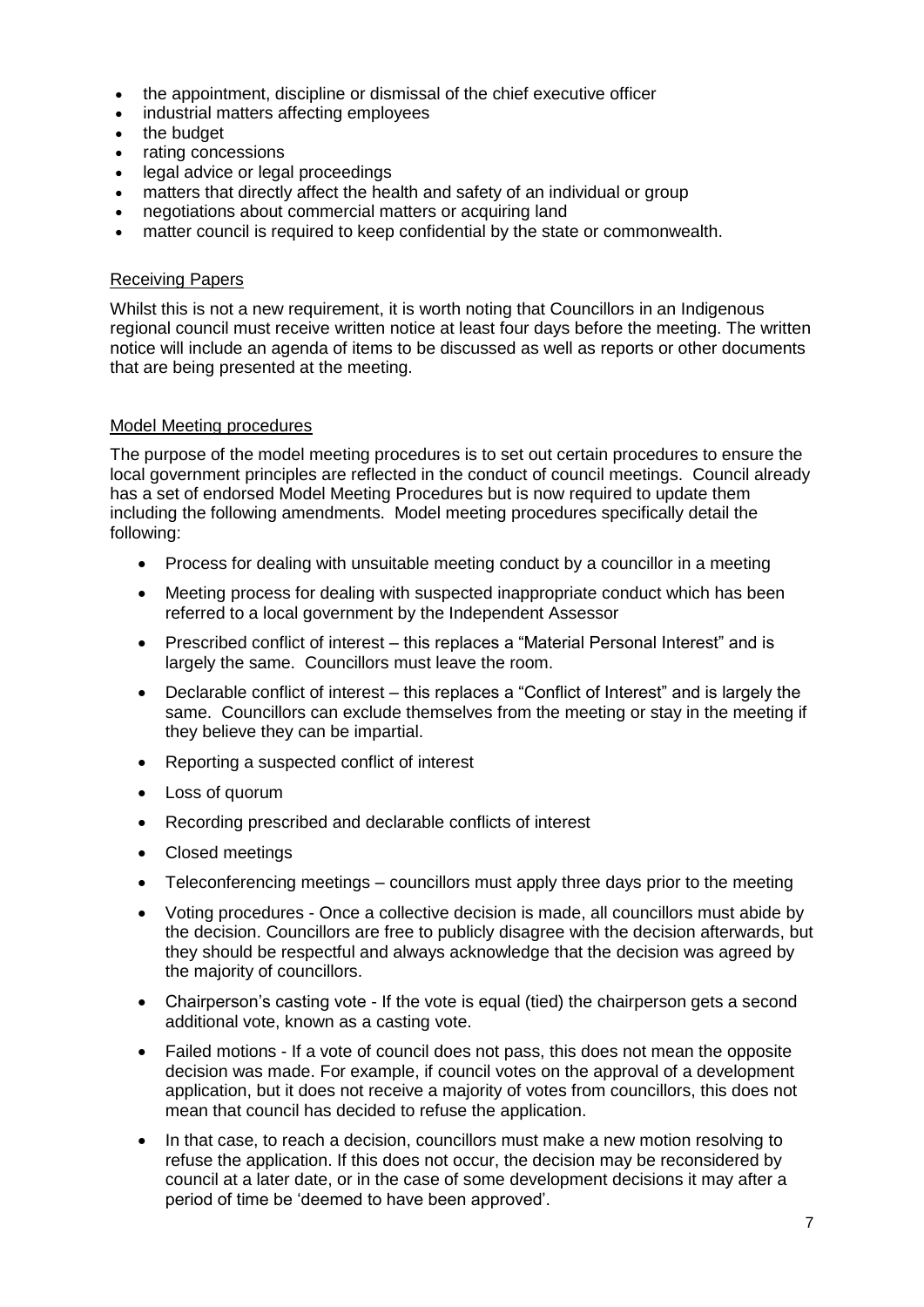- the appointment, discipline or dismissal of the chief executive officer
- industrial matters affecting employees
- the budget
- rating concessions
- legal advice or legal proceedings
- matters that directly affect the health and safety of an individual or group
- negotiations about commercial matters or acquiring land
- matter council is required to keep confidential by the state or commonwealth.

<u>Receiving Papers</u>

Whilst this is not a new requirement, it is worth noting that Councillors in an Indigenous regional council must receive written notice at least four days before the meeting. The written notice will include an agenda of items to be discussed as well as reports or other documents that are being presented at the meeting.

<u>Model Meeting procedures</u>

The purpose of the model meeting procedures is to set out certain procedures to ensure the local government principles are reflected in the conduct of council meetings. Council already has a set of endorsed Model Meeting Procedures but is now required to update them including the following amendments. Model meeting procedures specifically detail the following:

- Process for dealing with unsuitable meeting conduct by a councillor in a meeting
- Meeting process for dealing with suspected inappropriate conduct which has been referred to a local government by the Independent Assessor
- Prescribed conflict of interest – this replaces a "Material Personal Interest" and is largely the same. Councillors must leave the room.
- Declarable conflict of interest – this replaces a "Conflict of Interest" and is largely the same. Councillors can exclude themselves from the meeting or stay in the meeting if they believe they can be impartial.
- Reporting a suspected conflict of interest
- Loss of quorum
- Recording prescribed and declarable conflicts of interest
- Closed meetings
- Teleconferencing meetings – councillors must apply three days prior to the meeting
- Voting procedures - Once a collective decision is made, all councillors must abide by the decision. Councillors are free to publicly disagree with the decision afterwards, but they should be respectful and always acknowledge that the decision was agreed by the majority of councillors.
- Chairperson's casting vote - If the vote is equal (tied) the chairperson gets a second additional vote, known as a casting vote.
- Failed motions - If a vote of council does not pass, this does not mean the opposite decision was made. For example, if council votes on the approval of a development application, but it does not receive a majority of votes from councillors, this does not mean that council has decided to refuse the application.
- In that case, to reach a decision, councillors must make a new motion resolving to refuse the application. If this does not occur, the decision may be reconsidered by council at a later date, or in the case of some development decisions it may after a period of time be 'deemed to have been approved'.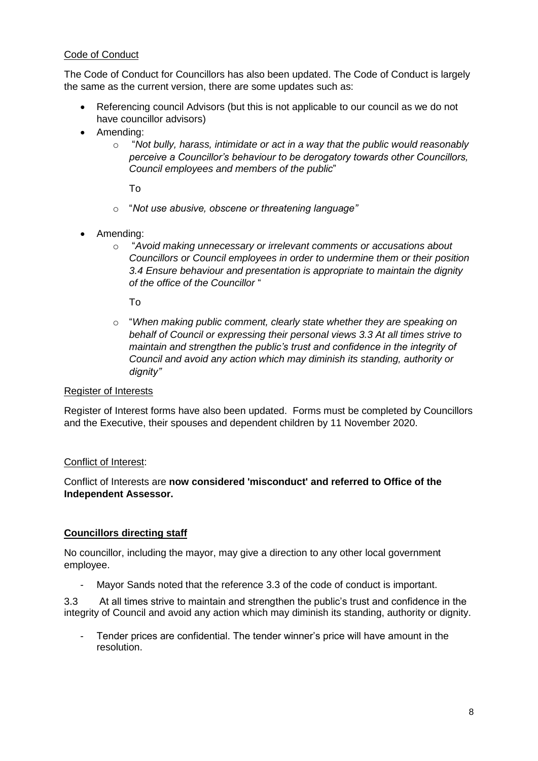Code of Conduct

The Code of Conduct for Councillors has also been updated. The Code of Conduct is largely the same as the current version, there are some updates such as:

- Referencing council Advisors (but this is not applicable to our council as we do not have councillor advisors)
- Amending:
  - "*Not bully, harass, intimidate or act in a way that the public would reasonably perceive a Councillor's behaviour to be derogatory towards other Councillors, Council employees and members of the public*"

    To

  - "*Not use abusive, obscene or threatening language"*
- Amending:
  - "*Avoid making unnecessary or irrelevant comments or accusations about Councillors or Council employees in order to undermine them or their position 3.4 Ensure behaviour and presentation is appropriate to maintain the dignity of the office of the Councillor* "

    To

  - "*When making public comment, clearly state whether they are speaking on behalf of Council or expressing their personal views 3.3 At all times strive to maintain and strengthen the public's trust and confidence in the integrity of Council and avoid any action which may diminish its standing, authority or dignity"*

Register of Interests

Register of Interest forms have also been updated. Forms must be completed by Councillors and the Executive, their spouses and dependent children by 11 November 2020.

Conflict of Interest:

Conflict of Interests are **now considered 'misconduct' and referred to Office of the Independent Assessor.**

**Councillors directing staff**

No councillor, including the mayor, may give a direction to any other local government employee.

- Mayor Sands noted that the reference 3.3 of the code of conduct is important.

3.3 At all times strive to maintain and strengthen the public's trust and confidence in the integrity of Council and avoid any action which may diminish its standing, authority or dignity.

- Tender prices are confidential. The tender winner's price will have amount in the resolution.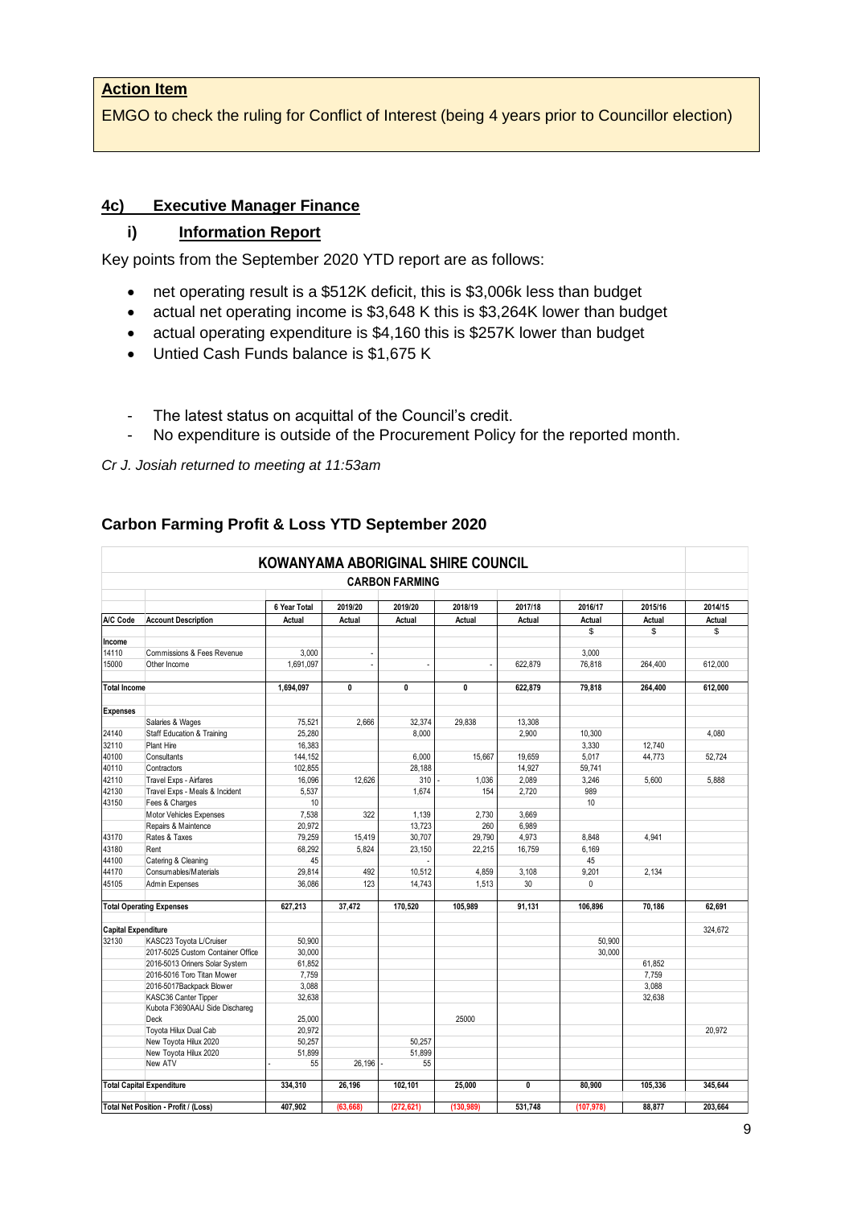**Action Item**

EMGO to check the ruling for Conflict of Interest (being 4 years prior to Councillor election)

## 4c) Executive Manager Finance

### i) Information Report

Key points from the September 2020 YTD report are as follows:

- net operating result is a $512K deficit, this is $3,006k less than budget
- actual net operating income is $3,648 K this is $3,264K lower than budget
- actual operating expenditure is $4,160 this is $257K lower than budget
- Untied Cash Funds balance is $1,675 K

- The latest status on acquittal of the Council's credit.
- No expenditure is outside of the Procurement Policy for the reported month.

*Cr J. Josiah returned to meeting at 11:53am*

### Carbon Farming Profit & Loss YTD September 2020

**KOWANYAMA ABORIGINAL SHIRE COUNCIL**

**CARBON FARMING**

| A/C Code | Account Description | 6 Year Total Actual | 2019/20 Actual | 2019/20 Actual | 2018/19 Actual | 2017/18 Actual | 2016/17 Actual | 2015/16 Actual | 2014/15 Actual |
|---|---|---|---|---|---|---|---|---|---|
| | | | | | | | $ | $ | $ |
| **Income** | | | | | | | | | |
| 14110 | Commissions & Fees Revenue | 3,000 | - | | | | 3,000 | | |
| 15000 | Other Income | 1,691,097 | - | - | - | 622,879 | 76,818 | 264,400 | 612,000 |
| **Total Income** | | **1,694,097** | **0** | **0** | **0** | **622,879** | **79,818** | **264,400** | **612,000** |
| **Expenses** | | | | | | | | | |
| | Salaries & Wages | 75,521 | 2,666 | 32,374 | 29,838 | 13,308 | | | |
| 24140 | Staff Education & Training | 25,280 | | 8,000 | | 2,900 | 10,300 | | 4,080 |
| 32110 | Plant Hire | 16,383 | | | | | 3,330 | 12,740 | |
| 40100 | Consultants | 144,152 | | 6,000 | 15,667 | 19,659 | 5,017 | 44,773 | 52,724 |
| 40110 | Contractors | 102,855 | | 28,188 | | 14,927 | 59,741 | | |
| 42110 | Travel Exps - Airfares | 16,096 | 12,626 | 310 | - 1,036 | 2,089 | 3,246 | 5,600 | 5,888 |
| 42130 | Travel Exps - Meals & Incident | 5,537 | | 1,674 | 154 | 2,720 | 989 | | |
| 43150 | Fees & Charges | 10 | | | | | 10 | | |
| | Motor Vehicles Expenses | 7,538 | 322 | 1,139 | 2,730 | 3,669 | | | |
| | Repairs & Maintence | 20,972 | | 13,723 | 260 | 6,989 | | | |
| 43170 | Rates & Taxes | 79,259 | 15,419 | 30,707 | 29,790 | 4,973 | 8,848 | 4,941 | |
| 43180 | Rent | 68,292 | 5,824 | 23,150 | 22,215 | 16,759 | 6,169 | | |
| 44100 | Catering & Cleaning | 45 | | - | | | 45 | | |
| 44170 | Consumables/Materials | 29,814 | 492 | 10,512 | 4,859 | 3,108 | 9,201 | 2,134 | |
| 45105 | Admin Expenses | 36,086 | 123 | 14,743 | 1,513 | 30 | 0 | | |
| **Total Operating Expenses** | | **627,213** | **37,472** | **170,520** | **105,989** | **91,131** | **106,896** | **70,186** | **62,691** |
| **Capital Expenditure** | | | | | | | | | 324,672 |
| 32130 | KASC23 Toyota L/Cruiser | 50,900 | | | | | 50,900 | | |
| | 2017-5025 Custom Container Office | 30,000 | | | | | 30,000 | | |
| | 2016-5013 Oriners Solar System | 61,852 | | | | | | 61,852 | |
| | 2016-5016 Toro Titan Mower | 7,759 | | | | | | 7,759 | |
| | 2016-5017Backpack Blower | 3,088 | | | | | | 3,088 | |
| | KASC36 Canter Tipper | 32,638 | | | | | | 32,638 | |
| | Kubota F3690AAU Side Dischareg Deck | 25,000 | | | 25000 | | | | |
| | Toyota Hilux Dual Cab | 20,972 | | | | | | | 20,972 |
| | New Toyota Hilux 2020 | 50,257 | | 50,257 | | | | | |
| | New Toyota Hilux 2020 | 51,899 | | 51,899 | | | | | |
| | New ATV | - 55 | 26,196 | - 55 | | | | | |
| **Total Capital Expenditure** | | **334,310** | **26,196** | **102,101** | **25,000** | **0** | **80,900** | **105,336** | **345,644** |
| **Total Net Position - Profit / (Loss)** | | **407,902** | **(63,668)** | **(272,621)** | **(130,989)** | **531,748** | **(107,978)** | **88,877** | **203,664** |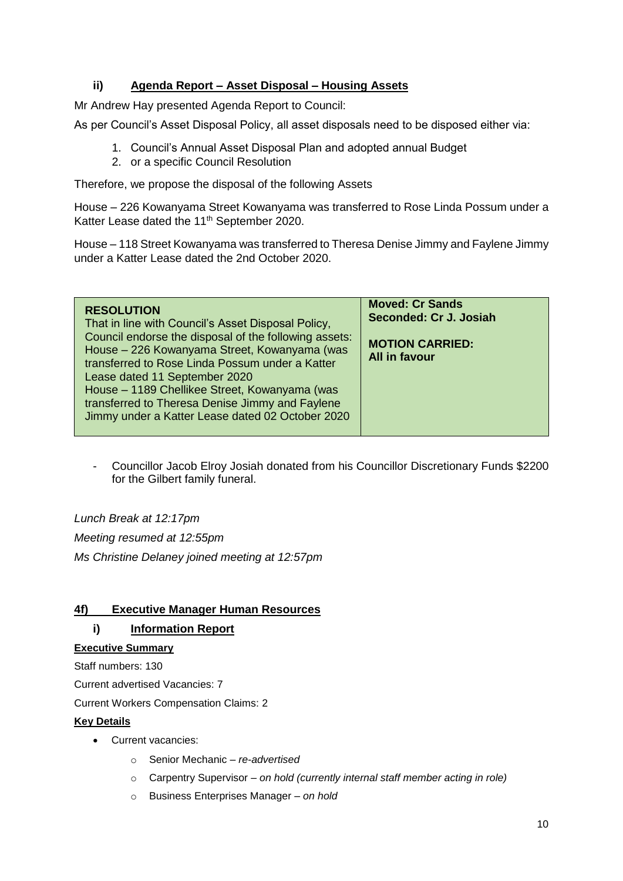### ii) Agenda Report – Asset Disposal – Housing Assets

Mr Andrew Hay presented Agenda Report to Council:

As per Council's Asset Disposal Policy, all asset disposals need to be disposed either via:

1. Council's Annual Asset Disposal Plan and adopted annual Budget
2. or a specific Council Resolution

Therefore, we propose the disposal of the following Assets

House – 226 Kowanyama Street Kowanyama was transferred to Rose Linda Possum under a Katter Lease dated the 11th September 2020.

House – 118 Street Kowanyama was transferred to Theresa Denise Jimmy and Faylene Jimmy under a Katter Lease dated the 2nd October 2020.

| **RESOLUTION**<br>That in line with Council's Asset Disposal Policy, Council endorse the disposal of the following assets:<br>House – 226 Kowanyama Street, Kowanyama (was transferred to Rose Linda Possum under a Katter Lease dated 11 September 2020<br>House – 1189 Chellikee Street, Kowanyama (was transferred to Theresa Denise Jimmy and Faylene Jimmy under a Katter Lease dated 02 October 2020 | **Moved: Cr Sands**<br>**Seconded: Cr J. Josiah**<br><br>**MOTION CARRIED:**<br>**All in favour** |
|---|---|

- Councillor Jacob Elroy Josiah donated from his Councillor Discretionary Funds $2200 for the Gilbert family funeral.

*Lunch Break at 12:17pm*

*Meeting resumed at 12:55pm*

*Ms Christine Delaney joined meeting at 12:57pm*

## 4f) Executive Manager Human Resources

### i) Information Report

**Executive Summary**

Staff numbers: 130

Current advertised Vacancies: 7

Current Workers Compensation Claims: 2

**Key Details**

- Current vacancies:
  - Senior Mechanic – *re-advertised*
  - Carpentry Supervisor – *on hold (currently internal staff member acting in role)*
  - Business Enterprises Manager – *on hold*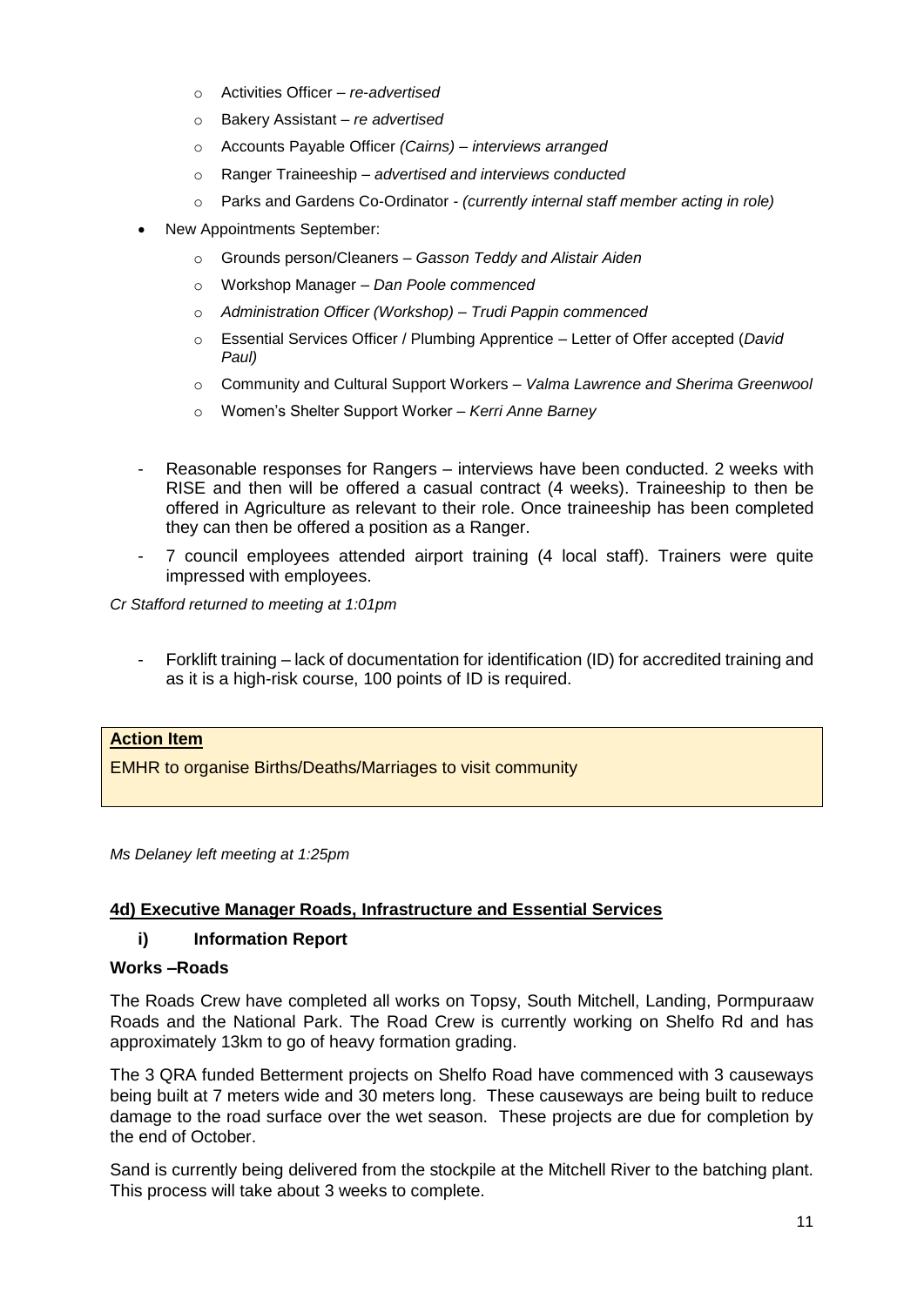- Activities Officer – *re-advertised*
  - Bakery Assistant – *re advertised*
  - Accounts Payable Officer *(Cairns)* – *interviews arranged*
  - Ranger Traineeship – *advertised and interviews conducted*
  - Parks and Gardens Co-Ordinator - *(currently internal staff member acting in role)*
- New Appointments September:
  - Grounds person/Cleaners – *Gasson Teddy and Alistair Aiden*
  - Workshop Manager – *Dan Poole commenced*
  - *Administration Officer (Workshop) – Trudi Pappin commenced*
  - Essential Services Officer / Plumbing Apprentice – Letter of Offer accepted (*David Paul)*
  - Community and Cultural Support Workers – *Valma Lawrence and Sherima Greenwool*
  - Women's Shelter Support Worker – *Kerri Anne Barney*

- Reasonable responses for Rangers – interviews have been conducted. 2 weeks with RISE and then will be offered a casual contract (4 weeks). Traineeship to then be offered in Agriculture as relevant to their role. Once traineeship has been completed they can then be offered a position as a Ranger.
- 7 council employees attended airport training (4 local staff). Trainers were quite impressed with employees.

*Cr Stafford returned to meeting at 1:01pm*

- Forklift training – lack of documentation for identification (ID) for accredited training and as it is a high-risk course, 100 points of ID is required.

**Action Item**

EMHR to organise Births/Deaths/Marriages to visit community

*Ms Delaney left meeting at 1:25pm*

## 4d) Executive Manager Roads, Infrastructure and Essential Services

### i) Information Report

**Works –Roads**

The Roads Crew have completed all works on Topsy, South Mitchell, Landing, Pormpuraaw Roads and the National Park. The Road Crew is currently working on Shelfo Rd and has approximately 13km to go of heavy formation grading.

The 3 QRA funded Betterment projects on Shelfo Road have commenced with 3 causeways being built at 7 meters wide and 30 meters long. These causeways are being built to reduce damage to the road surface over the wet season. These projects are due for completion by the end of October.

Sand is currently being delivered from the stockpile at the Mitchell River to the batching plant. This process will take about 3 weeks to complete.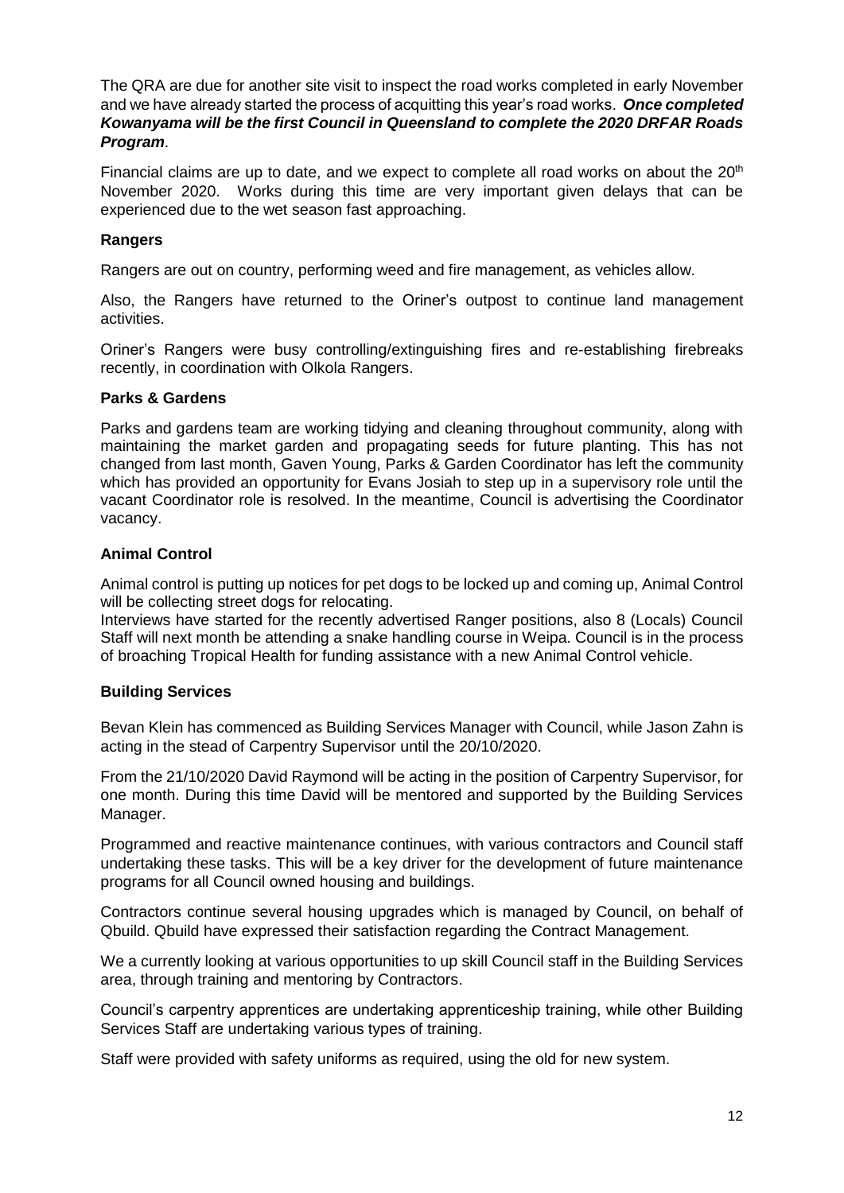The QRA are due for another site visit to inspect the road works completed in early November and we have already started the process of acquitting this year's road works. ***Once completed Kowanyama will be the first Council in Queensland to complete the 2020 DRFAR Roads Program***.

Financial claims are up to date, and we expect to complete all road works on about the 20th November 2020. Works during this time are very important given delays that can be experienced due to the wet season fast approaching.

**Rangers**

Rangers are out on country, performing weed and fire management, as vehicles allow.

Also, the Rangers have returned to the Oriner's outpost to continue land management activities.

Oriner's Rangers were busy controlling/extinguishing fires and re-establishing firebreaks recently, in coordination with Olkola Rangers.

**Parks & Gardens**

Parks and gardens team are working tidying and cleaning throughout community, along with maintaining the market garden and propagating seeds for future planting. This has not changed from last month, Gaven Young, Parks & Garden Coordinator has left the community which has provided an opportunity for Evans Josiah to step up in a supervisory role until the vacant Coordinator role is resolved. In the meantime, Council is advertising the Coordinator vacancy.

**Animal Control**

Animal control is putting up notices for pet dogs to be locked up and coming up, Animal Control will be collecting street dogs for relocating.

Interviews have started for the recently advertised Ranger positions, also 8 (Locals) Council Staff will next month be attending a snake handling course in Weipa. Council is in the process of broaching Tropical Health for funding assistance with a new Animal Control vehicle.

**Building Services**

Bevan Klein has commenced as Building Services Manager with Council, while Jason Zahn is acting in the stead of Carpentry Supervisor until the 20/10/2020.

From the 21/10/2020 David Raymond will be acting in the position of Carpentry Supervisor, for one month. During this time David will be mentored and supported by the Building Services Manager.

Programmed and reactive maintenance continues, with various contractors and Council staff undertaking these tasks. This will be a key driver for the development of future maintenance programs for all Council owned housing and buildings.

Contractors continue several housing upgrades which is managed by Council, on behalf of Qbuild. Qbuild have expressed their satisfaction regarding the Contract Management.

We a currently looking at various opportunities to up skill Council staff in the Building Services area, through training and mentoring by Contractors.

Council's carpentry apprentices are undertaking apprenticeship training, while other Building Services Staff are undertaking various types of training.

Staff were provided with safety uniforms as required, using the old for new system.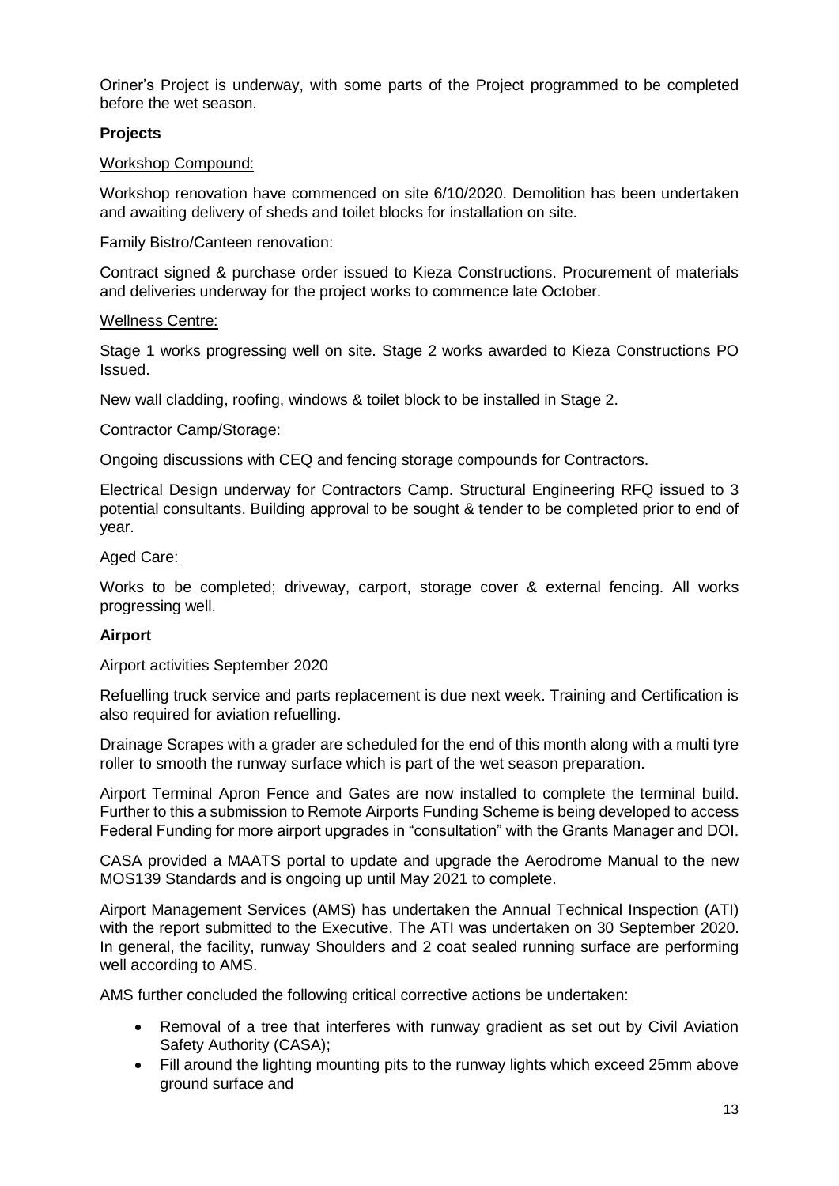Oriner's Project is underway, with some parts of the Project programmed to be completed before the wet season.

**Projects**

<u>Workshop Compound:</u>

Workshop renovation have commenced on site 6/10/2020. Demolition has been undertaken and awaiting delivery of sheds and toilet blocks for installation on site.

Family Bistro/Canteen renovation:

Contract signed & purchase order issued to Kieza Constructions. Procurement of materials and deliveries underway for the project works to commence late October.

<u>Wellness Centre:</u>

Stage 1 works progressing well on site. Stage 2 works awarded to Kieza Constructions PO Issued.

New wall cladding, roofing, windows & toilet block to be installed in Stage 2.

Contractor Camp/Storage:

Ongoing discussions with CEQ and fencing storage compounds for Contractors.

Electrical Design underway for Contractors Camp. Structural Engineering RFQ issued to 3 potential consultants. Building approval to be sought & tender to be completed prior to end of year.

<u>Aged Care:</u>

Works to be completed; driveway, carport, storage cover & external fencing. All works progressing well.

**Airport**

Airport activities September 2020

Refuelling truck service and parts replacement is due next week. Training and Certification is also required for aviation refuelling.

Drainage Scrapes with a grader are scheduled for the end of this month along with a multi tyre roller to smooth the runway surface which is part of the wet season preparation.

Airport Terminal Apron Fence and Gates are now installed to complete the terminal build. Further to this a submission to Remote Airports Funding Scheme is being developed to access Federal Funding for more airport upgrades in "consultation" with the Grants Manager and DOI.

CASA provided a MAATS portal to update and upgrade the Aerodrome Manual to the new MOS139 Standards and is ongoing up until May 2021 to complete.

Airport Management Services (AMS) has undertaken the Annual Technical Inspection (ATI) with the report submitted to the Executive. The ATI was undertaken on 30 September 2020. In general, the facility, runway Shoulders and 2 coat sealed running surface are performing well according to AMS.

AMS further concluded the following critical corrective actions be undertaken:

- Removal of a tree that interferes with runway gradient as set out by Civil Aviation Safety Authority (CASA);
- Fill around the lighting mounting pits to the runway lights which exceed 25mm above ground surface and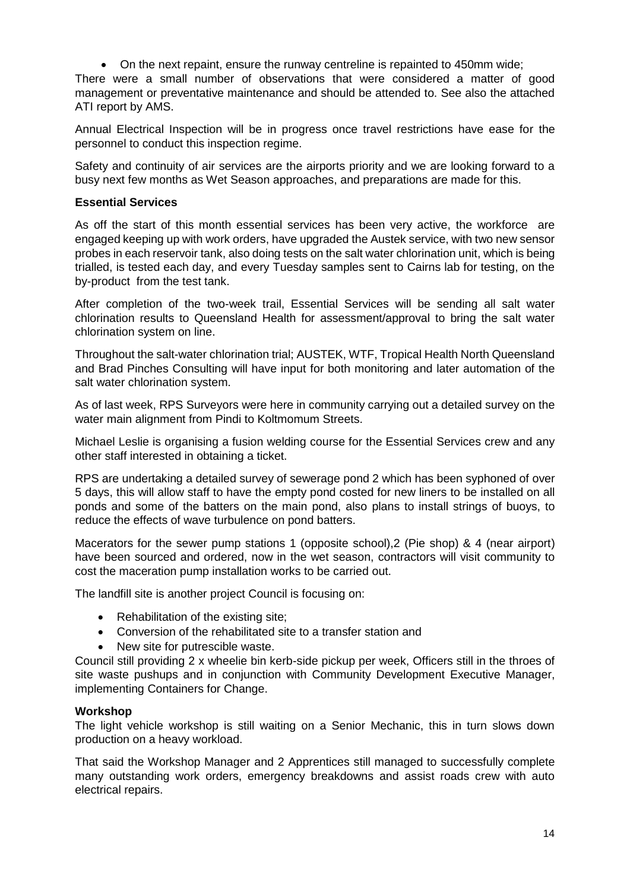- On the next repaint, ensure the runway centreline is repainted to 450mm wide;

There were a small number of observations that were considered a matter of good management or preventative maintenance and should be attended to. See also the attached ATI report by AMS.

Annual Electrical Inspection will be in progress once travel restrictions have ease for the personnel to conduct this inspection regime.

Safety and continuity of air services are the airports priority and we are looking forward to a busy next few months as Wet Season approaches, and preparations are made for this.

**Essential Services**

As off the start of this month essential services has been very active, the workforce are engaged keeping up with work orders, have upgraded the Austek service, with two new sensor probes in each reservoir tank, also doing tests on the salt water chlorination unit, which is being trialled, is tested each day, and every Tuesday samples sent to Cairns lab for testing, on the by-product from the test tank.

After completion of the two-week trail, Essential Services will be sending all salt water chlorination results to Queensland Health for assessment/approval to bring the salt water chlorination system on line.

Throughout the salt-water chlorination trial; AUSTEK, WTF, Tropical Health North Queensland and Brad Pinches Consulting will have input for both monitoring and later automation of the salt water chlorination system.

As of last week, RPS Surveyors were here in community carrying out a detailed survey on the water main alignment from Pindi to Koltmomum Streets.

Michael Leslie is organising a fusion welding course for the Essential Services crew and any other staff interested in obtaining a ticket.

RPS are undertaking a detailed survey of sewerage pond 2 which has been syphoned of over 5 days, this will allow staff to have the empty pond costed for new liners to be installed on all ponds and some of the batters on the main pond, also plans to install strings of buoys, to reduce the effects of wave turbulence on pond batters.

Macerators for the sewer pump stations 1 (opposite school),2 (Pie shop) & 4 (near airport) have been sourced and ordered, now in the wet season, contractors will visit community to cost the maceration pump installation works to be carried out.

The landfill site is another project Council is focusing on:

- Rehabilitation of the existing site;
- Conversion of the rehabilitated site to a transfer station and
- New site for putrescible waste.

Council still providing 2 x wheelie bin kerb-side pickup per week, Officers still in the throes of site waste pushups and in conjunction with Community Development Executive Manager, implementing Containers for Change.

**Workshop**

The light vehicle workshop is still waiting on a Senior Mechanic, this in turn slows down production on a heavy workload.

That said the Workshop Manager and 2 Apprentices still managed to successfully complete many outstanding work orders, emergency breakdowns and assist roads crew with auto electrical repairs.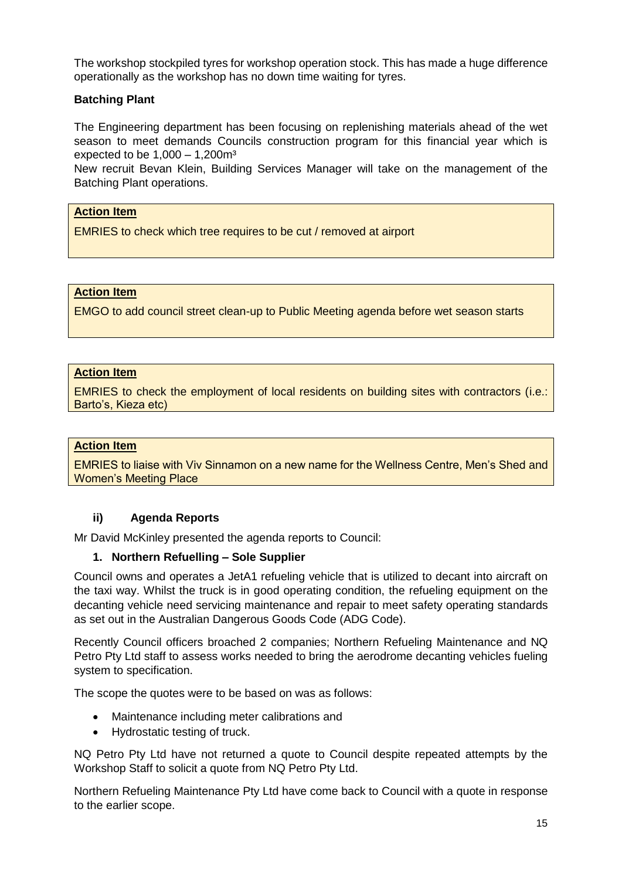The workshop stockpiled tyres for workshop operation stock. This has made a huge difference operationally as the workshop has no down time waiting for tyres.

**Batching Plant**

The Engineering department has been focusing on replenishing materials ahead of the wet season to meet demands Councils construction program for this financial year which is expected to be 1,000 – 1,200m³

New recruit Bevan Klein, Building Services Manager will take on the management of the Batching Plant operations.

**Action Item**

EMRIES to check which tree requires to be cut / removed at airport

**Action Item**

EMGO to add council street clean-up to Public Meeting agenda before wet season starts

**Action Item**

EMRIES to check the employment of local residents on building sites with contractors (i.e.: Barto's, Kieza etc)

**Action Item**

EMRIES to liaise with Viv Sinnamon on a new name for the Wellness Centre, Men's Shed and Women's Meeting Place

### ii) Agenda Reports

Mr David McKinley presented the agenda reports to Council:

#### 1. Northern Refuelling – Sole Supplier

Council owns and operates a JetA1 refueling vehicle that is utilized to decant into aircraft on the taxi way. Whilst the truck is in good operating condition, the refueling equipment on the decanting vehicle need servicing maintenance and repair to meet safety operating standards as set out in the Australian Dangerous Goods Code (ADG Code).

Recently Council officers broached 2 companies; Northern Refueling Maintenance and NQ Petro Pty Ltd staff to assess works needed to bring the aerodrome decanting vehicles fueling system to specification.

The scope the quotes were to be based on was as follows:

- Maintenance including meter calibrations and
- Hydrostatic testing of truck.

NQ Petro Pty Ltd have not returned a quote to Council despite repeated attempts by the Workshop Staff to solicit a quote from NQ Petro Pty Ltd.

Northern Refueling Maintenance Pty Ltd have come back to Council with a quote in response to the earlier scope.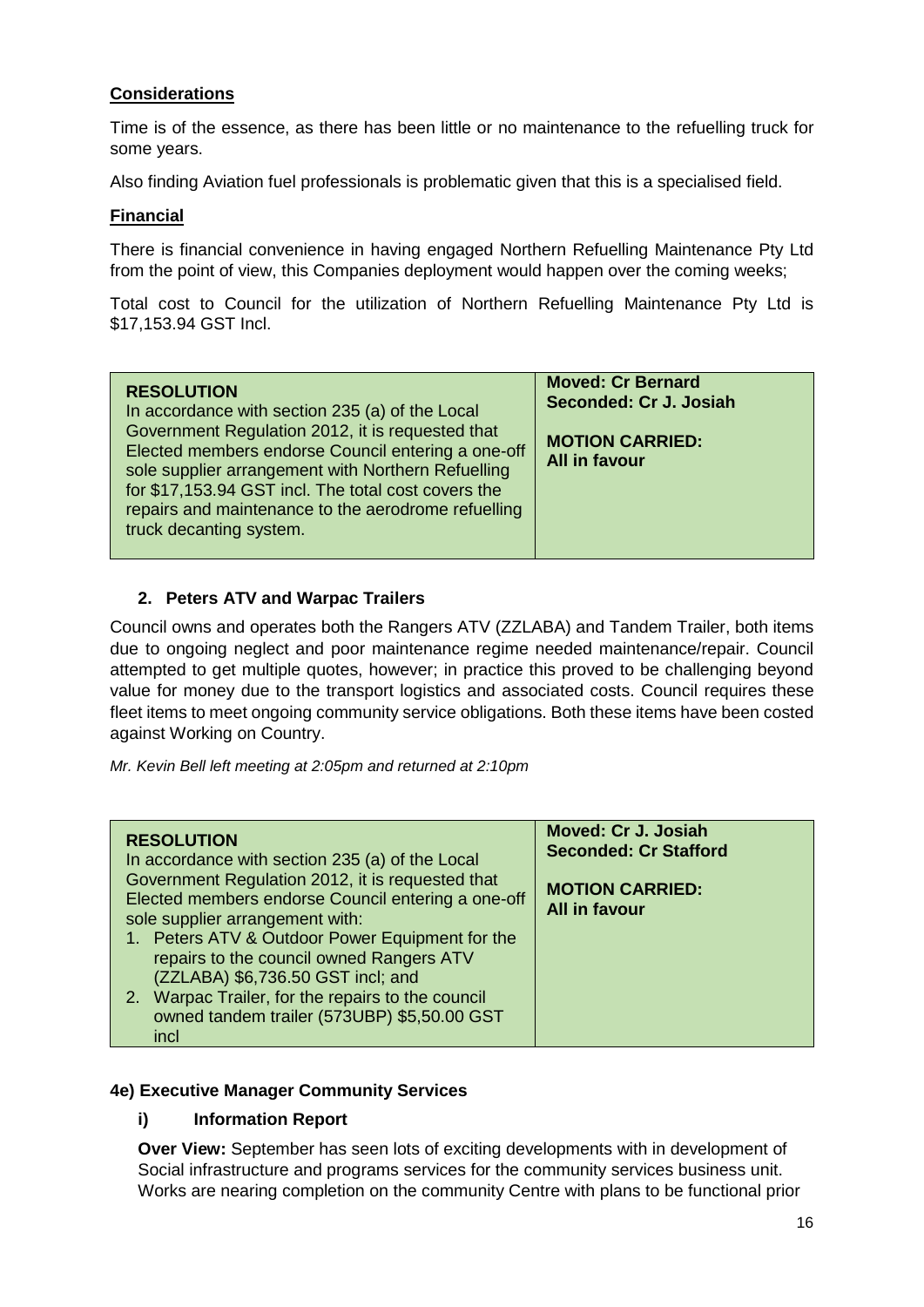### Considerations

Time is of the essence, as there has been little or no maintenance to the refuelling truck for some years.

Also finding Aviation fuel professionals is problematic given that this is a specialised field.

### Financial

There is financial convenience in having engaged Northern Refuelling Maintenance Pty Ltd from the point of view, this Companies deployment would happen over the coming weeks;

Total cost to Council for the utilization of Northern Refuelling Maintenance Pty Ltd is $17,153.94 GST Incl.

| **RESOLUTION**<br>In accordance with section 235 (a) of the Local Government Regulation 2012, it is requested that Elected members endorse Council entering a one-off sole supplier arrangement with Northern Refuelling for $17,153.94 GST incl. The total cost covers the repairs and maintenance to the aerodrome refuelling truck decanting system. | **Moved: Cr Bernard**<br>**Seconded: Cr J. Josiah**<br><br>**MOTION CARRIED:**<br>**All in favour** |
|---|---|

### 2. Peters ATV and Warpac Trailers

Council owns and operates both the Rangers ATV (ZZLABA) and Tandem Trailer, both items due to ongoing neglect and poor maintenance regime needed maintenance/repair. Council attempted to get multiple quotes, however; in practice this proved to be challenging beyond value for money due to the transport logistics and associated costs. Council requires these fleet items to meet ongoing community service obligations. Both these items have been costed against Working on Country.

*Mr. Kevin Bell left meeting at 2:05pm and returned at 2:10pm*

| **RESOLUTION**<br>In accordance with section 235 (a) of the Local Government Regulation 2012, it is requested that Elected members endorse Council entering a one-off sole supplier arrangement with:<br>1. Peters ATV & Outdoor Power Equipment for the repairs to the council owned Rangers ATV (ZZLABA) $6,736.50 GST incl; and<br>2. Warpac Trailer, for the repairs to the council owned tandem trailer (573UBP) $5,50.00 GST incl | **Moved: Cr J. Josiah**<br>**Seconded: Cr Stafford**<br><br>**MOTION CARRIED:**<br>**All in favour** |
|---|---|

### 4e) Executive Manager Community Services

#### i) Information Report

**Over View:** September has seen lots of exciting developments with in development of Social infrastructure and programs services for the community services business unit. Works are nearing completion on the community Centre with plans to be functional prior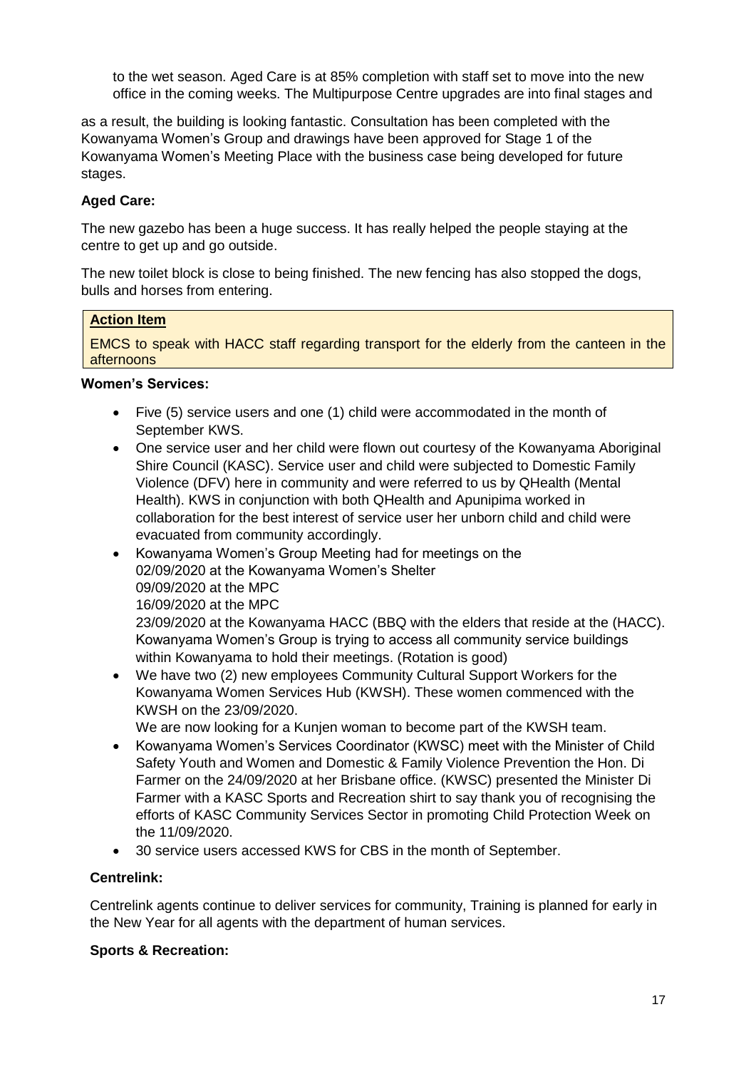to the wet season. Aged Care is at 85% completion with staff set to move into the new office in the coming weeks. The Multipurpose Centre upgrades are into final stages and

as a result, the building is looking fantastic. Consultation has been completed with the Kowanyama Women's Group and drawings have been approved for Stage 1 of the Kowanyama Women's Meeting Place with the business case being developed for future stages.

**Aged Care:**

The new gazebo has been a huge success. It has really helped the people staying at the centre to get up and go outside.

The new toilet block is close to being finished. The new fencing has also stopped the dogs, bulls and horses from entering.

> **Action Item**
>
> EMCS to speak with HACC staff regarding transport for the elderly from the canteen in the afternoons

**Women's Services:**

- Five (5) service users and one (1) child were accommodated in the month of September KWS.
- One service user and her child were flown out courtesy of the Kowanyama Aboriginal Shire Council (KASC). Service user and child were subjected to Domestic Family Violence (DFV) here in community and were referred to us by QHealth (Mental Health). KWS in conjunction with both QHealth and Apunipima worked in collaboration for the best interest of service user her unborn child and child were evacuated from community accordingly.
- Kowanyama Women's Group Meeting had for meetings on the
  02/09/2020 at the Kowanyama Women's Shelter
  09/09/2020 at the MPC
  16/09/2020 at the MPC
  23/09/2020 at the Kowanyama HACC (BBQ with the elders that reside at the (HACC). Kowanyama Women's Group is trying to access all community service buildings within Kowanyama to hold their meetings. (Rotation is good)
- We have two (2) new employees Community Cultural Support Workers for the Kowanyama Women Services Hub (KWSH). These women commenced with the KWSH on the 23/09/2020.
  We are now looking for a Kunjen woman to become part of the KWSH team.
- Kowanyama Women's Services Coordinator (KWSC) meet with the Minister of Child Safety Youth and Women and Domestic & Family Violence Prevention the Hon. Di Farmer on the 24/09/2020 at her Brisbane office. (KWSC) presented the Minister Di Farmer with a KASC Sports and Recreation shirt to say thank you of recognising the efforts of KASC Community Services Sector in promoting Child Protection Week on the 11/09/2020.
- 30 service users accessed KWS for CBS in the month of September.

**Centrelink:**

Centrelink agents continue to deliver services for community, Training is planned for early in the New Year for all agents with the department of human services.

**Sports & Recreation:**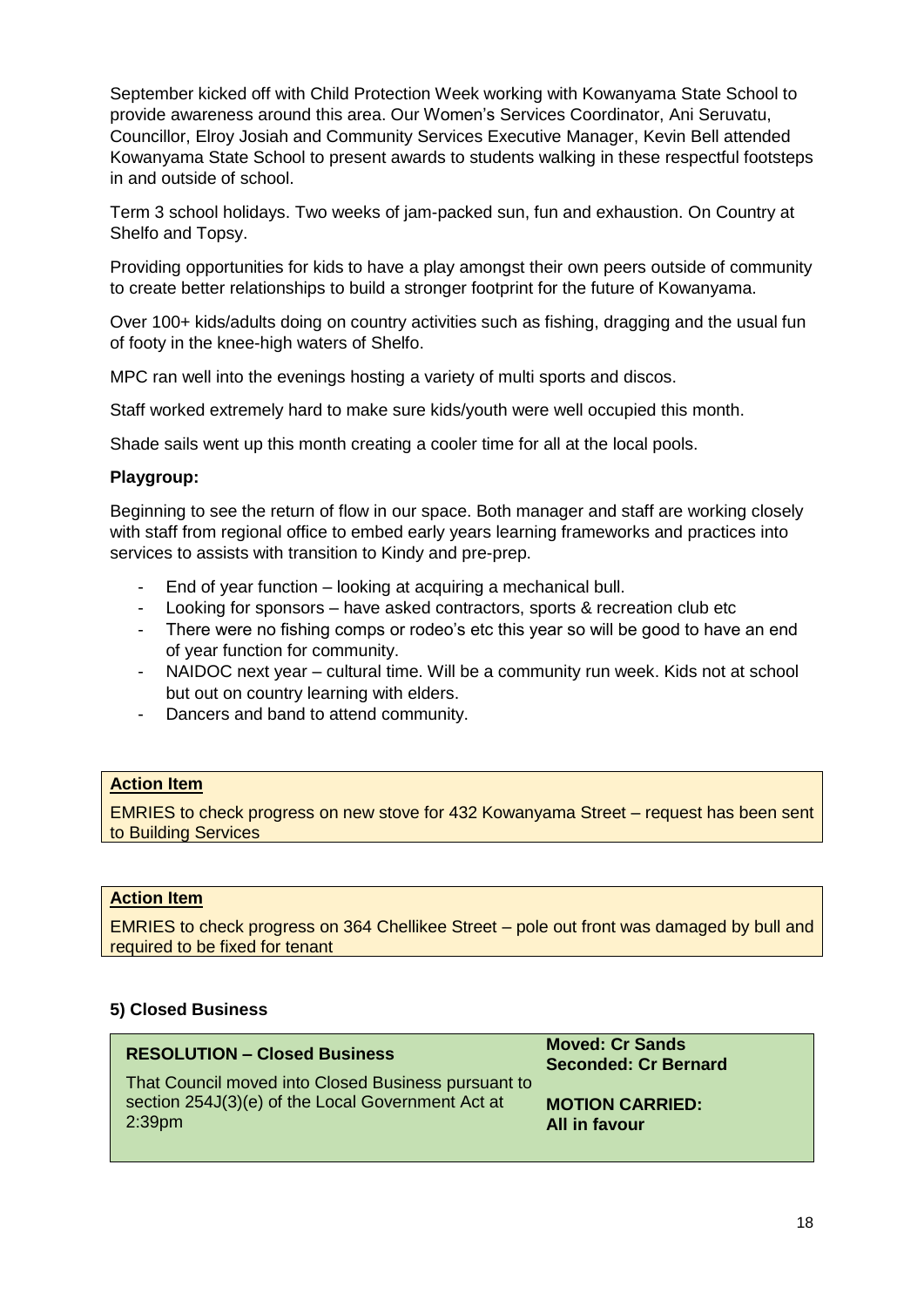September kicked off with Child Protection Week working with Kowanyama State School to provide awareness around this area. Our Women's Services Coordinator, Ani Seruvatu, Councillor, Elroy Josiah and Community Services Executive Manager, Kevin Bell attended Kowanyama State School to present awards to students walking in these respectful footsteps in and outside of school.

Term 3 school holidays. Two weeks of jam-packed sun, fun and exhaustion. On Country at Shelfo and Topsy.

Providing opportunities for kids to have a play amongst their own peers outside of community to create better relationships to build a stronger footprint for the future of Kowanyama.

Over 100+ kids/adults doing on country activities such as fishing, dragging and the usual fun of footy in the knee-high waters of Shelfo.

MPC ran well into the evenings hosting a variety of multi sports and discos.

Staff worked extremely hard to make sure kids/youth were well occupied this month.

Shade sails went up this month creating a cooler time for all at the local pools.

**Playgroup:**

Beginning to see the return of flow in our space. Both manager and staff are working closely with staff from regional office to embed early years learning frameworks and practices into services to assists with transition to Kindy and pre-prep.

- End of year function – looking at acquiring a mechanical bull.
- Looking for sponsors – have asked contractors, sports & recreation club etc
- There were no fishing comps or rodeo's etc this year so will be good to have an end of year function for community.
- NAIDOC next year – cultural time. Will be a community run week. Kids not at school but out on country learning with elders.
- Dancers and band to attend community.

| **Action Item** |
| --- |
| EMRIES to check progress on new stove for 432 Kowanyama Street – request has been sent to Building Services |

| **Action Item** |
| --- |
| EMRIES to check progress on 364 Chellikee Street – pole out front was damaged by bull and required to be fixed for tenant |

**5) Closed Business**

| **RESOLUTION – Closed Business** | **Moved: Cr Sands**<br>**Seconded: Cr Bernard** |
| --- | --- |
| That Council moved into Closed Business pursuant to section 254J(3)(e) of the Local Government Act at 2:39pm | **MOTION CARRIED:**<br>**All in favour** |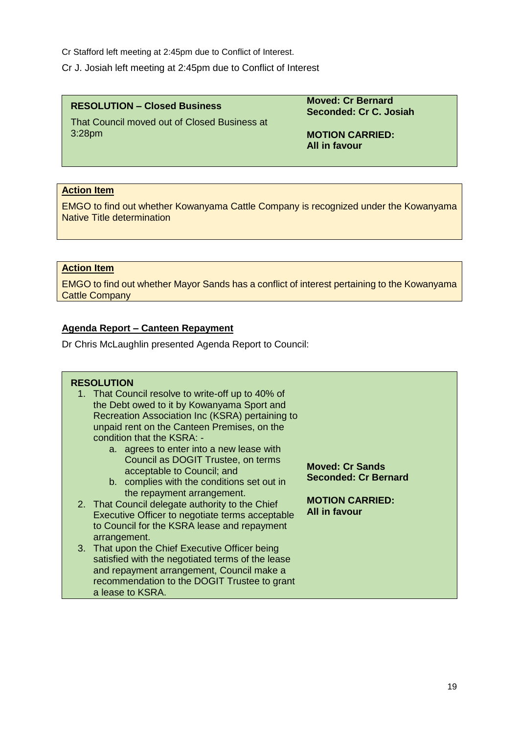Cr Stafford left meeting at 2:45pm due to Conflict of Interest.

Cr J. Josiah left meeting at 2:45pm due to Conflict of Interest

| **RESOLUTION – Closed Business**<br><br>That Council moved out of Closed Business at 3:28pm | **Moved: Cr Bernard**<br>**Seconded: Cr C. Josiah**<br><br>**MOTION CARRIED:**<br>**All in favour** |
|---|---|

**Action Item**

EMGO to find out whether Kowanyama Cattle Company is recognized under the Kowanyama Native Title determination

**Action Item**

EMGO to find out whether Mayor Sands has a conflict of interest pertaining to the Kowanyama Cattle Company

**Agenda Report – Canteen Repayment**

Dr Chris McLaughlin presented Agenda Report to Council:

**RESOLUTION**

1. That Council resolve to write-off up to 40% of the Debt owed to it by Kowanyama Sport and Recreation Association Inc (KSRA) pertaining to unpaid rent on the Canteen Premises, on the condition that the KSRA: -
   a. agrees to enter into a new lease with Council as DOGIT Trustee, on terms acceptable to Council; and
   b. complies with the conditions set out in the repayment arrangement.
2. That Council delegate authority to the Chief Executive Officer to negotiate terms acceptable to Council for the KSRA lease and repayment arrangement.
3. That upon the Chief Executive Officer being satisfied with the negotiated terms of the lease and repayment arrangement, Council make a recommendation to the DOGIT Trustee to grant a lease to KSRA.

**Moved: Cr Sands**
**Seconded: Cr Bernard**

**MOTION CARRIED:**
**All in favour**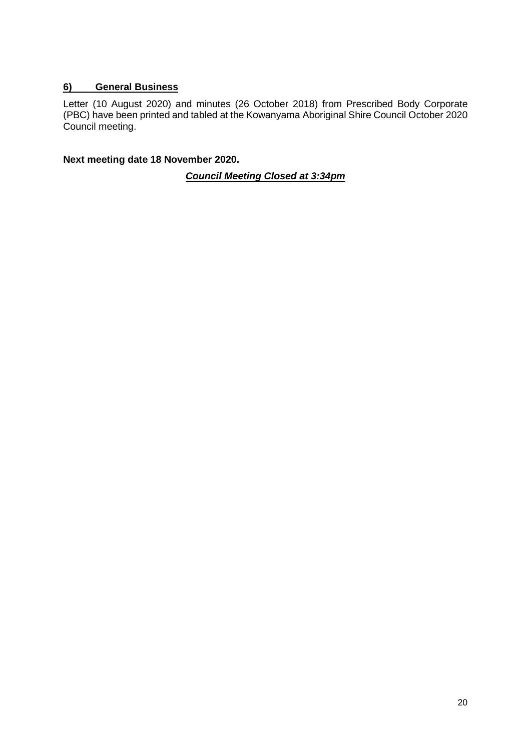## 6) General Business

Letter (10 August 2020) and minutes (26 October 2018) from Prescribed Body Corporate (PBC) have been printed and tabled at the Kowanyama Aboriginal Shire Council October 2020 Council meeting.

**Next meeting date 18 November 2020.**

***Council Meeting Closed at 3:34pm***